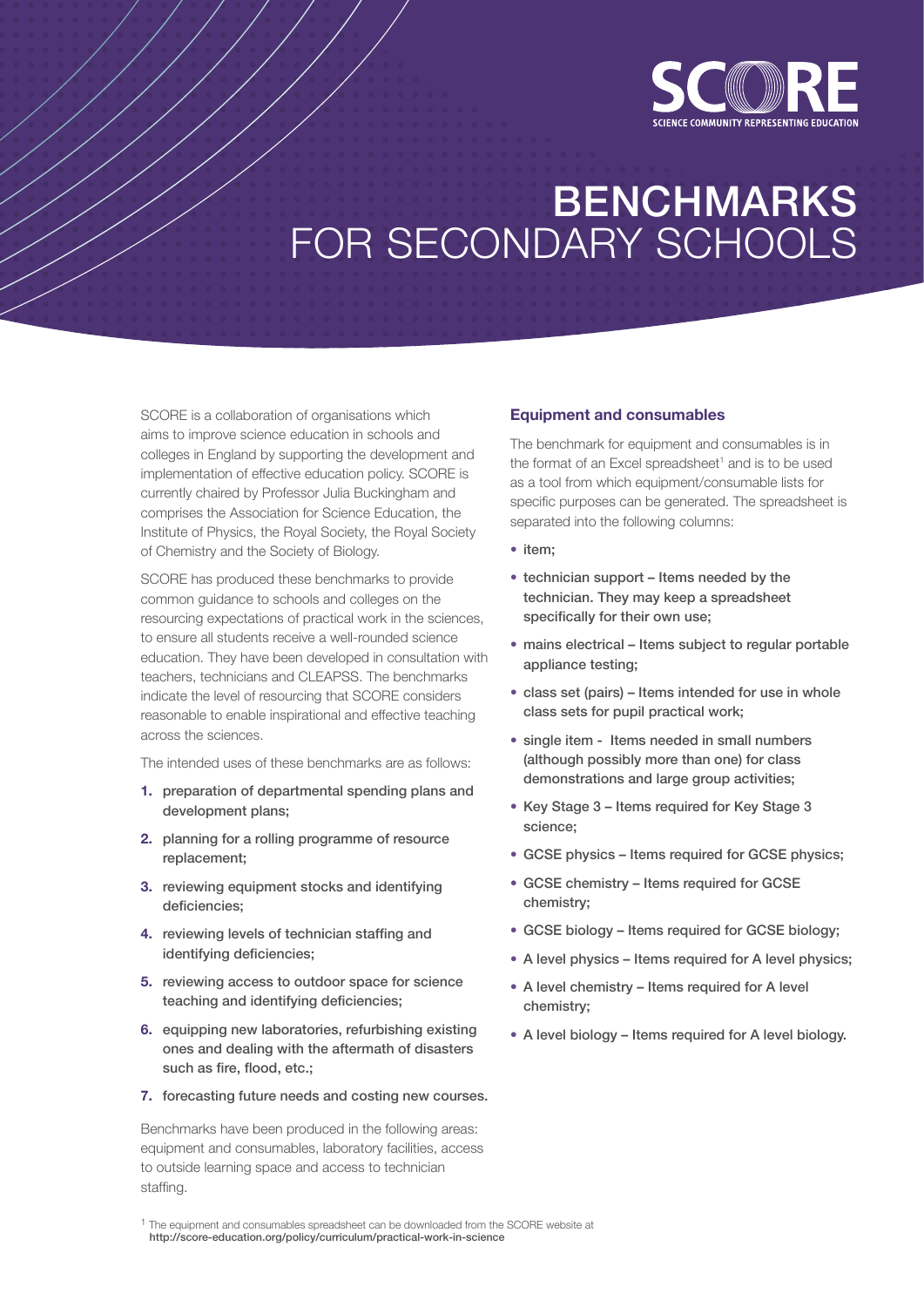# BENCHMARKS FOR SECONDARY SCHOOLS

SCORE is a collaboration of organisations which aims to improve science education in schools and colleges in England by supporting the development and implementation of effective education policy. SCORE is currently chaired by Professor Julia Buckingham and comprises the Association for Science Education, the Institute of Physics, the Royal Society, the Royal Society of Chemistry and the Society of Biology.

SCORE has produced these benchmarks to provide common guidance to schools and colleges on the resourcing expectations of practical work in the sciences, to ensure all students receive a well-rounded science education. They have been developed in consultation with teachers, technicians and CLEAPSS. The benchmarks indicate the level of resourcing that SCORE considers reasonable to enable inspirational and effective teaching across the sciences.

The intended uses of these benchmarks are as follows:

1. preparation of departmental spending plans and development plans;
2. planning for a rolling programme of resource replacement;
3. reviewing equipment stocks and identifying deficiencies;
4. reviewing levels of technician staffing and identifying deficiencies;
5. reviewing access to outdoor space for science teaching and identifying deficiencies;
6. equipping new laboratories, refurbishing existing ones and dealing with the aftermath of disasters such as fire, flood, etc.;
7. forecasting future needs and costing new courses.

Benchmarks have been produced in the following areas: equipment and consumables, laboratory facilities, access to outside learning space and access to technician staffing.

### Equipment and consumables

The benchmark for equipment and consumables is in the format of an Excel spreadsheet[1] and is to be used as a tool from which equipment/consumable lists for specific purposes can be generated. The spreadsheet is separated into the following columns:

- item;
- technician support – Items needed by the technician. They may keep a spreadsheet specifically for their own use;
- mains electrical – Items subject to regular portable appliance testing;
- class set (pairs) – Items intended for use in whole class sets for pupil practical work;
- single item - Items needed in small numbers (although possibly more than one) for class demonstrations and large group activities;
- Key Stage 3 – Items required for Key Stage 3 science;
- GCSE physics – Items required for GCSE physics;
- GCSE chemistry – Items required for GCSE chemistry;
- GCSE biology – Items required for GCSE biology;
- A level physics – Items required for A level physics;
- A level chemistry – Items required for A level chemistry;
- A level biology – Items required for A level biology.

[1] The equipment and consumables spreadsheet can be downloaded from the SCORE website at http://score-education.org/policy/curriculum/practical-work-in-science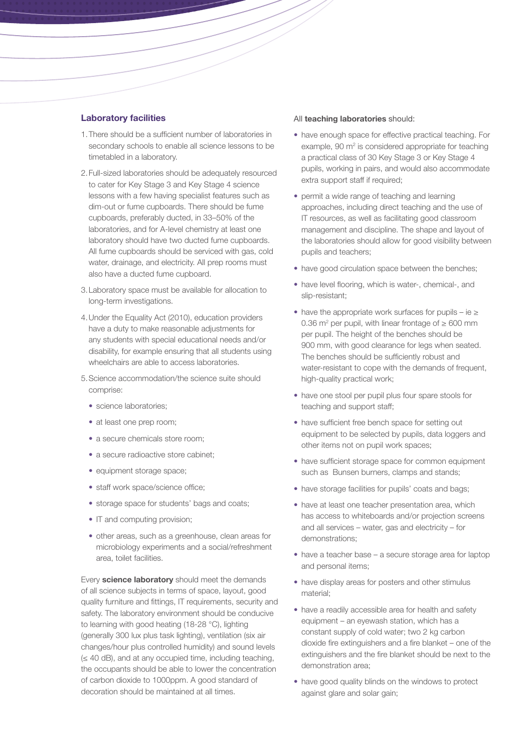### Laboratory facilities

1. There should be a sufficient number of laboratories in secondary schools to enable all science lessons to be timetabled in a laboratory.
2. Full-sized laboratories should be adequately resourced to cater for Key Stage 3 and Key Stage 4 science lessons with a few having specialist features such as dim-out or fume cupboards. There should be fume cupboards, preferably ducted, in 33–50% of the laboratories, and for A-level chemistry at least one laboratory should have two ducted fume cupboards. All fume cupboards should be serviced with gas, cold water, drainage, and electricity. All prep rooms must also have a ducted fume cupboard.
3. Laboratory space must be available for allocation to long-term investigations.
4. Under the Equality Act (2010), education providers have a duty to make reasonable adjustments for any students with special educational needs and/or disability, for example ensuring that all students using wheelchairs are able to access laboratories.
5. Science accommodation/the science suite should comprise:
   - science laboratories;
   - at least one prep room;
   - a secure chemicals store room;
   - a secure radioactive store cabinet;
   - equipment storage space;
   - staff work space/science office;
   - storage space for students' bags and coats;
   - IT and computing provision;
   - other areas, such as a greenhouse, clean areas for microbiology experiments and a social/refreshment area, toilet facilities.

Every **science laboratory** should meet the demands of all science subjects in terms of space, layout, good quality furniture and fittings, IT requirements, security and safety. The laboratory environment should be conducive to learning with good heating (18-28 °C), lighting (generally 300 lux plus task lighting), ventilation (six air changes/hour plus controlled humidity) and sound levels (≤ 40 dB), and at any occupied time, including teaching, the occupants should be able to lower the concentration of carbon dioxide to 1000ppm. A good standard of decoration should be maintained at all times.

All **teaching laboratories** should:

- have enough space for effective practical teaching. For example, 90 $m^2$ is considered appropriate for teaching a practical class of 30 Key Stage 3 or Key Stage 4 pupils, working in pairs, and would also accommodate extra support staff if required;
- permit a wide range of teaching and learning approaches, including direct teaching and the use of IT resources, as well as facilitating good classroom management and discipline. The shape and layout of the laboratories should allow for good visibility between pupils and teachers;
- have good circulation space between the benches;
- have level flooring, which is water-, chemical-, and slip-resistant;
- have the appropriate work surfaces for pupils – ie ≥ 0.36 $m^2$ per pupil, with linear frontage of ≥ 600 mm per pupil. The height of the benches should be 900 mm, with good clearance for legs when seated. The benches should be sufficiently robust and water-resistant to cope with the demands of frequent, high-quality practical work;
- have one stool per pupil plus four spare stools for teaching and support staff;
- have sufficient free bench space for setting out equipment to be selected by pupils, data loggers and other items not on pupil work spaces;
- have sufficient storage space for common equipment such as Bunsen burners, clamps and stands;
- have storage facilities for pupils' coats and bags;
- have at least one teacher presentation area, which has access to whiteboards and/or projection screens and all services – water, gas and electricity – for demonstrations;
- have a teacher base – a secure storage area for laptop and personal items;
- have display areas for posters and other stimulus material;
- have a readily accessible area for health and safety equipment – an eyewash station, which has a constant supply of cold water; two 2 kg carbon dioxide fire extinguishers and a fire blanket – one of the extinguishers and the fire blanket should be next to the demonstration area;
- have good quality blinds on the windows to protect against glare and solar gain;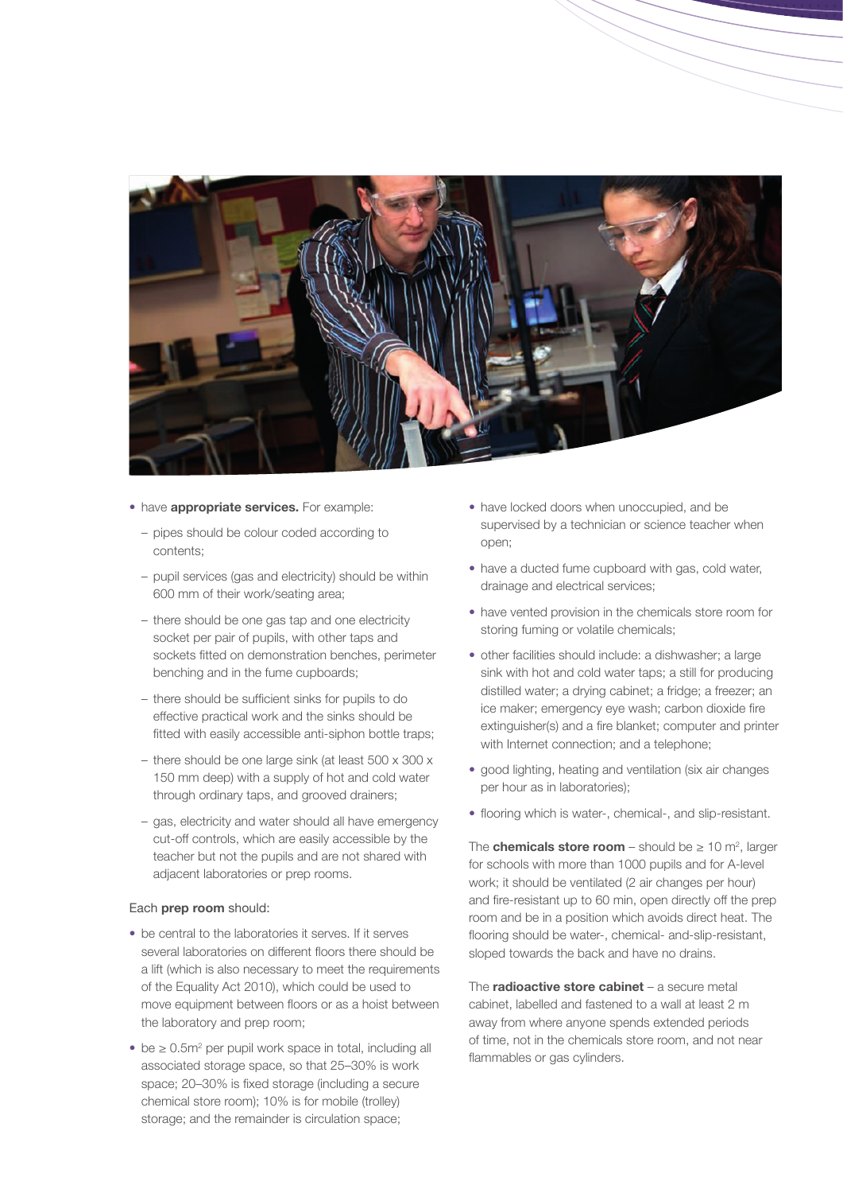- have **appropriate services.** For example:
  - pipes should be colour coded according to contents;
  - pupil services (gas and electricity) should be within 600 mm of their work/seating area;
  - there should be one gas tap and one electricity socket per pair of pupils, with other taps and sockets fitted on demonstration benches, perimeter benching and in the fume cupboards;
  - there should be sufficient sinks for pupils to do effective practical work and the sinks should be fitted with easily accessible anti-siphon bottle traps;
  - there should be one large sink (at least 500 x 300 x 150 mm deep) with a supply of hot and cold water through ordinary taps, and grooved drainers;
  - gas, electricity and water should all have emergency cut-off controls, which are easily accessible by the teacher but not the pupils and are not shared with adjacent laboratories or prep rooms.

Each **prep room** should:

- be central to the laboratories it serves. If it serves several laboratories on different floors there should be a lift (which is also necessary to meet the requirements of the Equality Act 2010), which could be used to move equipment between floors or as a hoist between the laboratory and prep room;
- be $\geq 0.5m^2$ per pupil work space in total, including all associated storage space, so that 25–30% is work space; 20–30% is fixed storage (including a secure chemical store room); 10% is for mobile (trolley) storage; and the remainder is circulation space;
- have locked doors when unoccupied, and be supervised by a technician or science teacher when open;
- have a ducted fume cupboard with gas, cold water, drainage and electrical services;
- have vented provision in the chemicals store room for storing fuming or volatile chemicals;
- other facilities should include: a dishwasher; a large sink with hot and cold water taps; a still for producing distilled water; a drying cabinet; a fridge; a freezer; an ice maker; emergency eye wash; carbon dioxide fire extinguisher(s) and a fire blanket; computer and printer with Internet connection; and a telephone;
- good lighting, heating and ventilation (six air changes per hour as in laboratories);
- flooring which is water-, chemical-, and slip-resistant.

The **chemicals store room** – should be $\geq 10\ m^2$, larger for schools with more than 1000 pupils and for A-level work; it should be ventilated (2 air changes per hour) and fire-resistant up to 60 min, open directly off the prep room and be in a position which avoids direct heat. The flooring should be water-, chemical- and-slip-resistant, sloped towards the back and have no drains.

The **radioactive store cabinet** – a secure metal cabinet, labelled and fastened to a wall at least 2 m away from where anyone spends extended periods of time, not in the chemicals store room, and not near flammables or gas cylinders.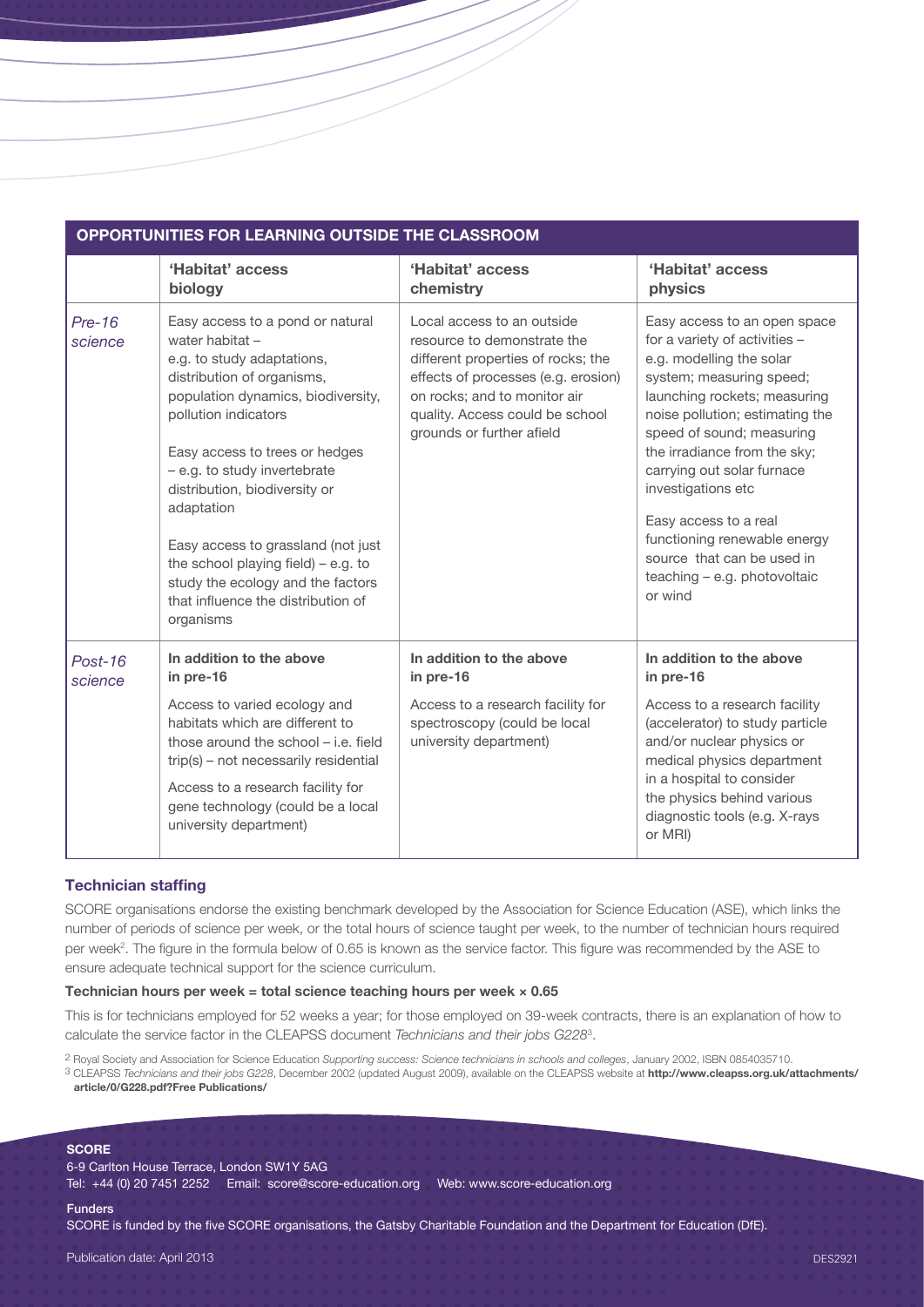## OPPORTUNITIES FOR LEARNING OUTSIDE THE CLASSROOM

| | 'Habitat' access biology | 'Habitat' access chemistry | 'Habitat' access physics |
|---|---|---|---|
| *Pre-16 science* | Easy access to a pond or natural water habitat – e.g. to study adaptations, distribution of organisms, population dynamics, biodiversity, pollution indicators<br><br>Easy access to trees or hedges – e.g. to study invertebrate distribution, biodiversity or adaptation<br><br>Easy access to grassland (not just the school playing field) – e.g. to study the ecology and the factors that influence the distribution of organisms | Local access to an outside resource to demonstrate the different properties of rocks; the effects of processes (e.g. erosion) on rocks; and to monitor air quality. Access could be school grounds or further afield | Easy access to an open space for a variety of activities – e.g. modelling the solar system; measuring speed; launching rockets; measuring noise pollution; estimating the speed of sound; measuring the irradiance from the sky; carrying out solar furnace investigations etc<br><br>Easy access to a real functioning renewable energy source that can be used in teaching – e.g. photovoltaic or wind |
| *Post-16 science* | **In addition to the above in pre-16**<br><br>Access to varied ecology and habitats which are different to those around the school – i.e. field trip(s) – not necessarily residential<br><br>Access to a research facility for gene technology (could be a local university department) | **In addition to the above in pre-16**<br><br>Access to a research facility for spectroscopy (could be local university department) | **In addition to the above in pre-16**<br><br>Access to a research facility (accelerator) to study particle and/or nuclear physics or medical physics department in a hospital to consider the physics behind various diagnostic tools (e.g. X-rays or MRI) |

### Technician staffing

SCORE organisations endorse the existing benchmark developed by the Association for Science Education (ASE), which links the number of periods of science per week, or the total hours of science taught per week, to the number of technician hours required per week[2]. The figure in the formula below of 0.65 is known as the service factor. This figure was recommended by the ASE to ensure adequate technical support for the science curriculum.

**Technician hours per week = total science teaching hours per week × 0.65**

This is for technicians employed for 52 weeks a year; for those employed on 39-week contracts, there is an explanation of how to calculate the service factor in the CLEAPSS document *Technicians and their jobs G228*[3].

[2] Royal Society and Association for Science Education *Supporting success: Science technicians in schools and colleges*, January 2002, ISBN 0854035710.

[3] CLEAPSS *Technicians and their jobs G228*, December 2002 (updated August 2009), available on the CLEAPSS website at **http://www.cleapss.org.uk/attachments/article/0/G228.pdf?Free Publications/**

**SCORE**

6-9 Carlton House Terrace, London SW1Y 5AG

Tel: +44 (0) 20 7451 2252 Email: score@score-education.org Web: www.score-education.org

**Funders**

SCORE is funded by the five SCORE organisations, the Gatsby Charitable Foundation and the Department for Education (DfE).

Publication date: April 2013

DES2921